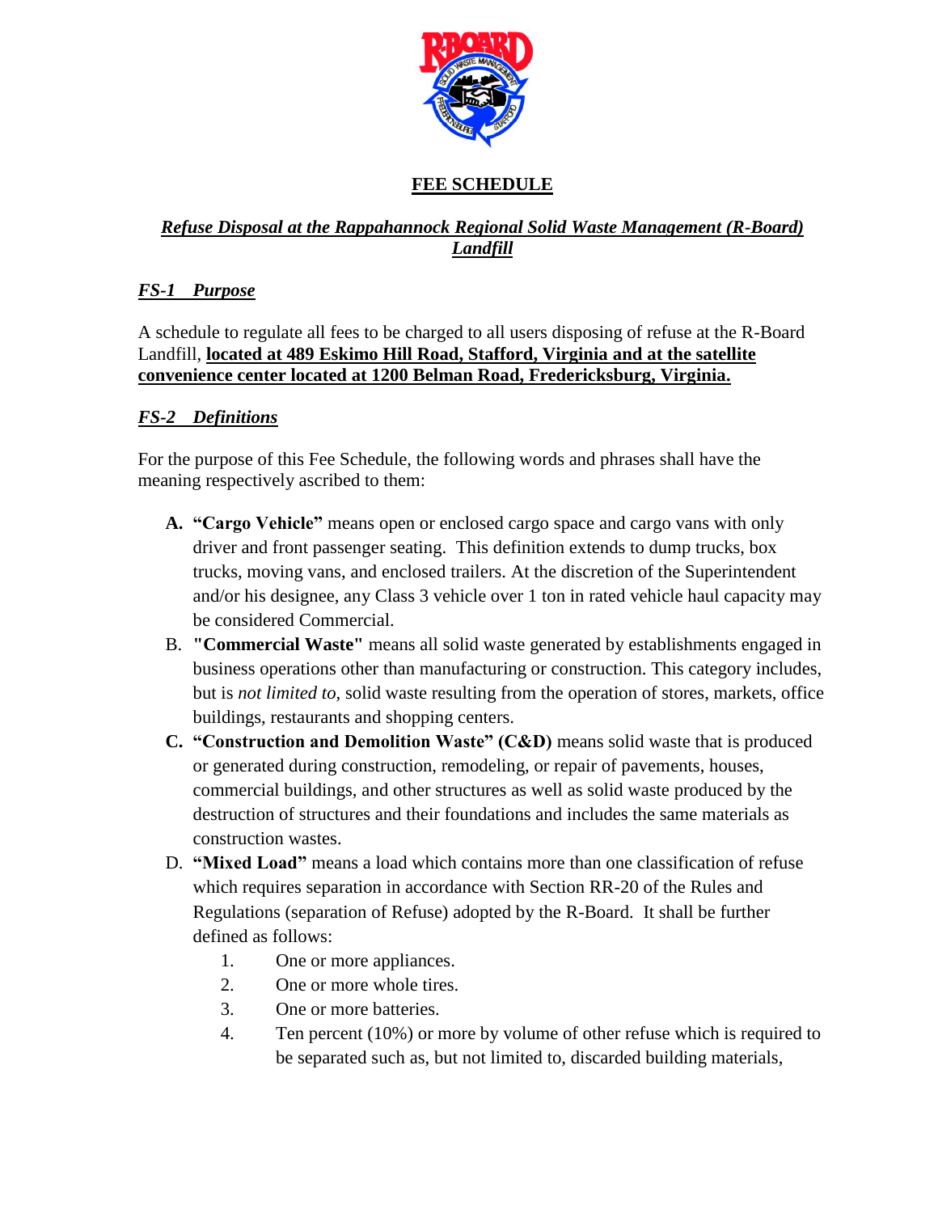# FEE SCHEDULE

## *Refuse Disposal at the Rappahannock Regional Solid Waste Management (R-Board) Landfill*

### *FS-1 Purpose*

A schedule to regulate all fees to be charged to all users disposing of refuse at the R-Board Landfill, **located at 489 Eskimo Hill Road, Stafford, Virginia and at the satellite convenience center located at 1200 Belman Road, Fredericksburg, Virginia.**

### *FS-2 Definitions*

For the purpose of this Fee Schedule, the following words and phrases shall have the meaning respectively ascribed to them:

- **A. "Cargo Vehicle"** means open or enclosed cargo space and cargo vans with only driver and front passenger seating. This definition extends to dump trucks, box trucks, moving vans, and enclosed trailers. At the discretion of the Superintendent and/or his designee, any Class 3 vehicle over 1 ton in rated vehicle haul capacity may be considered Commercial.
- B. **"Commercial Waste"** means all solid waste generated by establishments engaged in business operations other than manufacturing or construction. This category includes, but is *not limited to*, solid waste resulting from the operation of stores, markets, office buildings, restaurants and shopping centers.
- **C. "Construction and Demolition Waste" (C&D)** means solid waste that is produced or generated during construction, remodeling, or repair of pavements, houses, commercial buildings, and other structures as well as solid waste produced by the destruction of structures and their foundations and includes the same materials as construction wastes.
- D. **"Mixed Load"** means a load which contains more than one classification of refuse which requires separation in accordance with Section RR-20 of the Rules and Regulations (separation of Refuse) adopted by the R-Board. It shall be further defined as follows:
  1. One or more appliances.
  2. One or more whole tires.
  3. One or more batteries.
  4. Ten percent (10%) or more by volume of other refuse which is required to be separated such as, but not limited to, discarded building materials,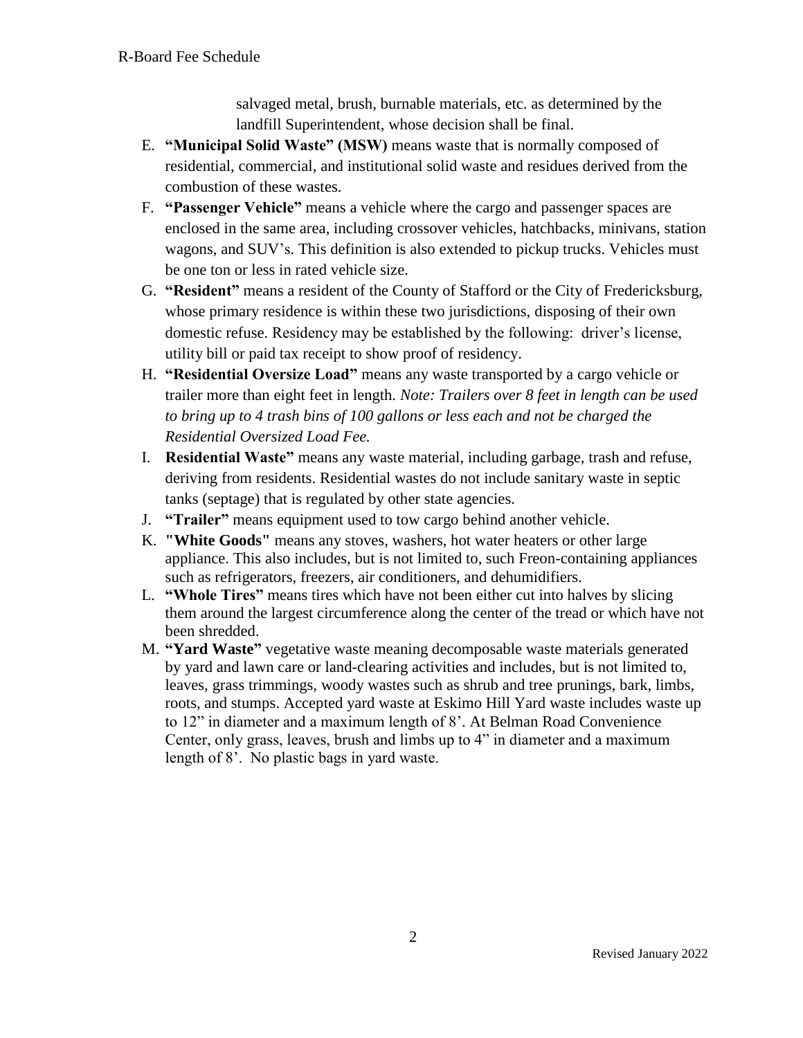salvaged metal, brush, burnable materials, etc. as determined by the landfill Superintendent, whose decision shall be final.

E. **"Municipal Solid Waste" (MSW)** means waste that is normally composed of residential, commercial, and institutional solid waste and residues derived from the combustion of these wastes.
F. **"Passenger Vehicle"** means a vehicle where the cargo and passenger spaces are enclosed in the same area, including crossover vehicles, hatchbacks, minivans, station wagons, and SUV's. This definition is also extended to pickup trucks. Vehicles must be one ton or less in rated vehicle size.
G. **"Resident"** means a resident of the County of Stafford or the City of Fredericksburg, whose primary residence is within these two jurisdictions, disposing of their own domestic refuse. Residency may be established by the following: driver's license, utility bill or paid tax receipt to show proof of residency.
H. **"Residential Oversize Load"** means any waste transported by a cargo vehicle or trailer more than eight feet in length. *Note: Trailers over 8 feet in length can be used to bring up to 4 trash bins of 100 gallons or less each and not be charged the Residential Oversized Load Fee.*
I. **Residential Waste"** means any waste material, including garbage, trash and refuse, deriving from residents. Residential wastes do not include sanitary waste in septic tanks (septage) that is regulated by other state agencies.
J. **"Trailer"** means equipment used to tow cargo behind another vehicle.
K. **"White Goods"** means any stoves, washers, hot water heaters or other large appliance. This also includes, but is not limited to, such Freon-containing appliances such as refrigerators, freezers, air conditioners, and dehumidifiers.
L. **"Whole Tires"** means tires which have not been either cut into halves by slicing them around the largest circumference along the center of the tread or which have not been shredded.
M. **"Yard Waste"** vegetative waste meaning decomposable waste materials generated by yard and lawn care or land-clearing activities and includes, but is not limited to, leaves, grass trimmings, woody wastes such as shrub and tree prunings, bark, limbs, roots, and stumps. Accepted yard waste at Eskimo Hill Yard waste includes waste up to 12" in diameter and a maximum length of 8'. At Belman Road Convenience Center, only grass, leaves, brush and limbs up to 4" in diameter and a maximum length of 8'. No plastic bags in yard waste.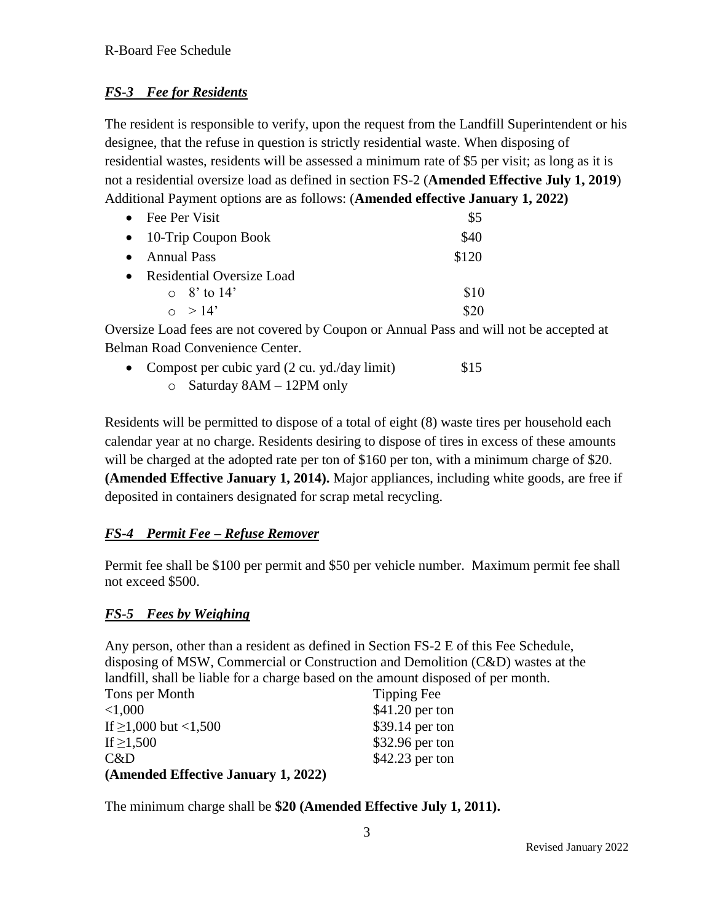## *FS-3 Fee for Residents*

The resident is responsible to verify, upon the request from the Landfill Superintendent or his designee, that the refuse in question is strictly residential waste. When disposing of residential wastes, residents will be assessed a minimum rate of $5 per visit; as long as it is not a residential oversize load as defined in section FS-2 (**Amended Effective July 1, 2019**) Additional Payment options are as follows: (**Amended effective January 1, 2022)**

- Fee Per Visit — $5
- 10-Trip Coupon Book — $40
- Annual Pass — $120
- Residential Oversize Load
  - 8' to 14' — $10
  - > 14' — $20

Oversize Load fees are not covered by Coupon or Annual Pass and will not be accepted at Belman Road Convenience Center.

- Compost per cubic yard (2 cu. yd./day limit) — $15
  - Saturday 8AM – 12PM only

Residents will be permitted to dispose of a total of eight (8) waste tires per household each calendar year at no charge. Residents desiring to dispose of tires in excess of these amounts will be charged at the adopted rate per ton of $160 per ton, with a minimum charge of $20. **(Amended Effective January 1, 2014).** Major appliances, including white goods, are free if deposited in containers designated for scrap metal recycling.

## *FS-4 Permit Fee – Refuse Remover*

Permit fee shall be $100 per permit and $50 per vehicle number. Maximum permit fee shall not exceed $500.

## *FS-5 Fees by Weighing*

Any person, other than a resident as defined in Section FS-2 E of this Fee Schedule, disposing of MSW, Commercial or Construction and Demolition (C&D) wastes at the landfill, shall be liable for a charge based on the amount disposed of per month.

| Tons per Month | Tipping Fee |
| --- | --- |
| <1,000 | $41.20 per ton |
| If ≥1,000 but <1,500 | $39.14 per ton |
| If ≥1,500 | $32.96 per ton |
| C&D | $42.23 per ton |

**(Amended Effective January 1, 2022)**

The minimum charge shall be **$20 (Amended Effective July 1, 2011).**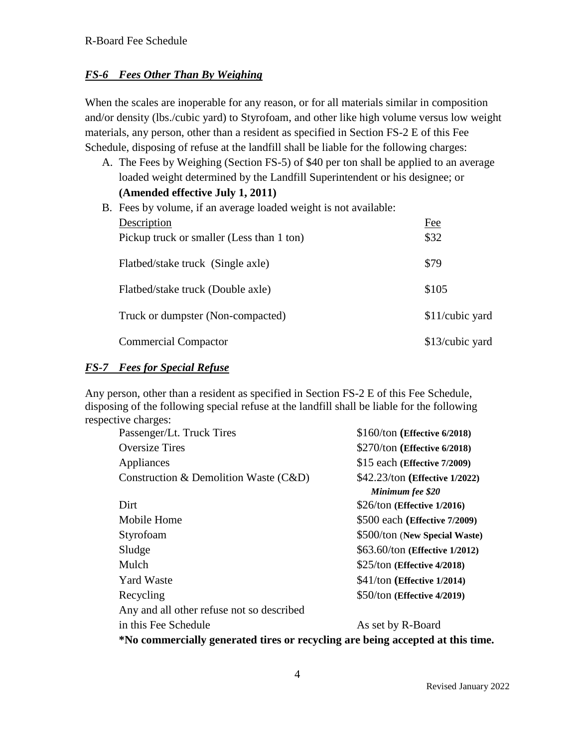## *FS-6 Fees Other Than By Weighing*

When the scales are inoperable for any reason, or for all materials similar in composition and/or density (lbs./cubic yard) to Styrofoam, and other like high volume versus low weight materials, any person, other than a resident as specified in Section FS-2 E of this Fee Schedule, disposing of refuse at the landfill shall be liable for the following charges:

A. The Fees by Weighing (Section FS-5) of $40 per ton shall be applied to an average loaded weight determined by the Landfill Superintendent or his designee; or **(Amended effective July 1, 2011)**
B. Fees by volume, if an average loaded weight is not available:

| Description | Fee |
|---|---|
| Pickup truck or smaller (Less than 1 ton) | $32 |
| Flatbed/stake truck (Single axle) | $79 |
| Flatbed/stake truck (Double axle) | $105 |
| Truck or dumpster (Non-compacted) | $11/cubic yard |
| Commercial Compactor | $13/cubic yard |

## *FS-7 Fees for Special Refuse*

Any person, other than a resident as specified in Section FS-2 E of this Fee Schedule, disposing of the following special refuse at the landfill shall be liable for the following respective charges:

| | |
|---|---|
| Passenger/Lt. Truck Tires | $160/ton **(Effective 6/2018)** |
| Oversize Tires | $270/ton **(Effective 6/2018)** |
| Appliances | $15 each **(Effective 7/2009)** |
| Construction & Demolition Waste (C&D) | $42.23/ton **(Effective 1/2022)** ***Minimum fee $20*** |
| Dirt | $26/ton **(Effective 1/2016)** |
| Mobile Home | $500 each **(Effective 7/2009)** |
| Styrofoam | $500/ton (**New Special Waste)** |
| Sludge | $63.60/ton **(Effective 1/2012)** |
| Mulch | $25/ton **(Effective 4/2018)** |
| Yard Waste | $41/ton **(Effective 1/2014)** |
| Recycling | $50/ton **(Effective 4/2019)** |
| Any and all other refuse not so described in this Fee Schedule | As set by R-Board |

**\*No commercially generated tires or recycling are being accepted at this time.**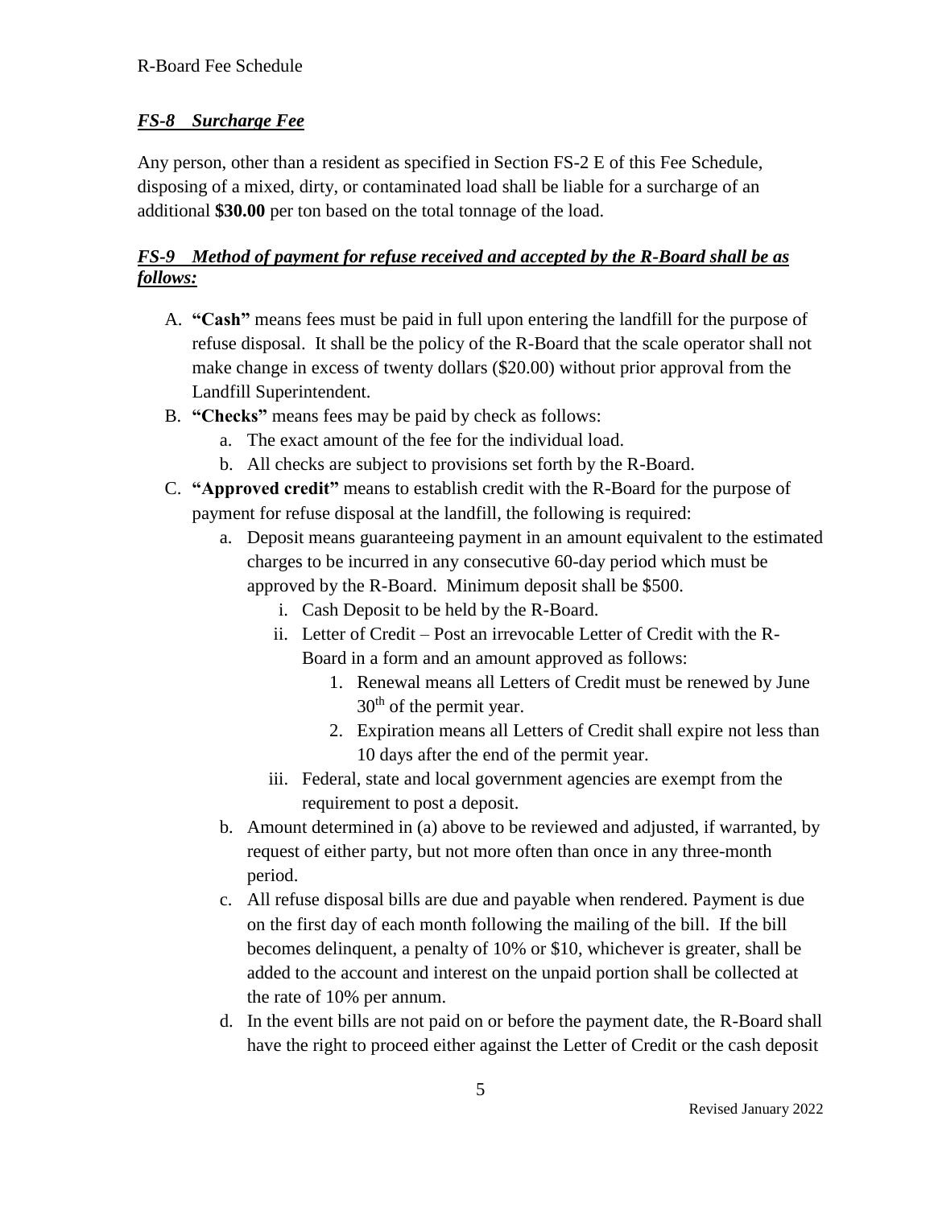### ***FS-8 Surcharge Fee***

Any person, other than a resident as specified in Section FS-2 E of this Fee Schedule, disposing of a mixed, dirty, or contaminated load shall be liable for a surcharge of an additional **$30.00** per ton based on the total tonnage of the load.

### ***FS-9 Method of payment for refuse received and accepted by the R-Board shall be as follows:***

A. **"Cash"** means fees must be paid in full upon entering the landfill for the purpose of refuse disposal. It shall be the policy of the R-Board that the scale operator shall not make change in excess of twenty dollars ($20.00) without prior approval from the Landfill Superintendent.

B. **"Checks"** means fees may be paid by check as follows:
   a. The exact amount of the fee for the individual load.
   b. All checks are subject to provisions set forth by the R-Board.

C. **"Approved credit"** means to establish credit with the R-Board for the purpose of payment for refuse disposal at the landfill, the following is required:
   a. Deposit means guaranteeing payment in an amount equivalent to the estimated charges to be incurred in any consecutive 60-day period which must be approved by the R-Board. Minimum deposit shall be $500.
      i. Cash Deposit to be held by the R-Board.
      ii. Letter of Credit – Post an irrevocable Letter of Credit with the R-Board in a form and an amount approved as follows:
         1. Renewal means all Letters of Credit must be renewed by June 30th of the permit year.
         2. Expiration means all Letters of Credit shall expire not less than 10 days after the end of the permit year.
      iii. Federal, state and local government agencies are exempt from the requirement to post a deposit.
   b. Amount determined in (a) above to be reviewed and adjusted, if warranted, by request of either party, but not more often than once in any three-month period.
   c. All refuse disposal bills are due and payable when rendered. Payment is due on the first day of each month following the mailing of the bill. If the bill becomes delinquent, a penalty of 10% or $10, whichever is greater, shall be added to the account and interest on the unpaid portion shall be collected at the rate of 10% per annum.
   d. In the event bills are not paid on or before the payment date, the R-Board shall have the right to proceed either against the Letter of Credit or the cash deposit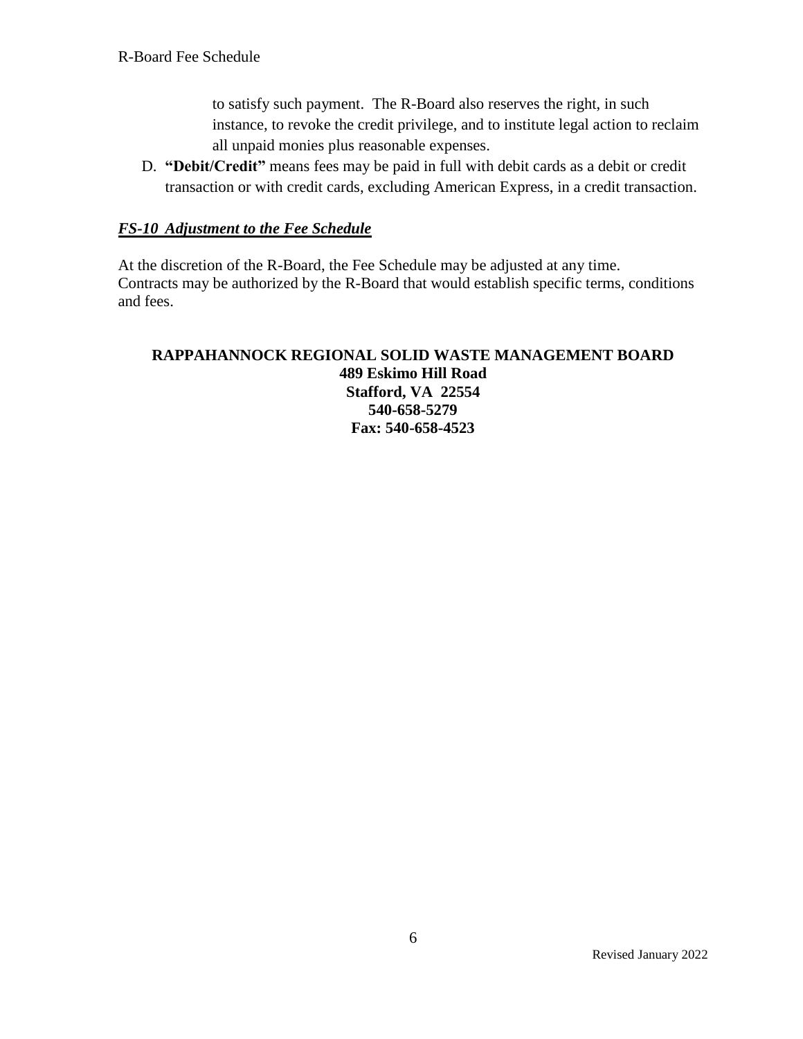to satisfy such payment. The R-Board also reserves the right, in such instance, to revoke the credit privilege, and to institute legal action to reclaim all unpaid monies plus reasonable expenses.

D. **"Debit/Credit"** means fees may be paid in full with debit cards as a debit or credit transaction or with credit cards, excluding American Express, in a credit transaction.

### ***FS-10 Adjustment to the Fee Schedule***

At the discretion of the R-Board, the Fee Schedule may be adjusted at any time. Contracts may be authorized by the R-Board that would establish specific terms, conditions and fees.

**RAPPAHANNOCK REGIONAL SOLID WASTE MANAGEMENT BOARD**
**489 Eskimo Hill Road**
**Stafford, VA 22554**
**540-658-5279**
**Fax: 540-658-4523**